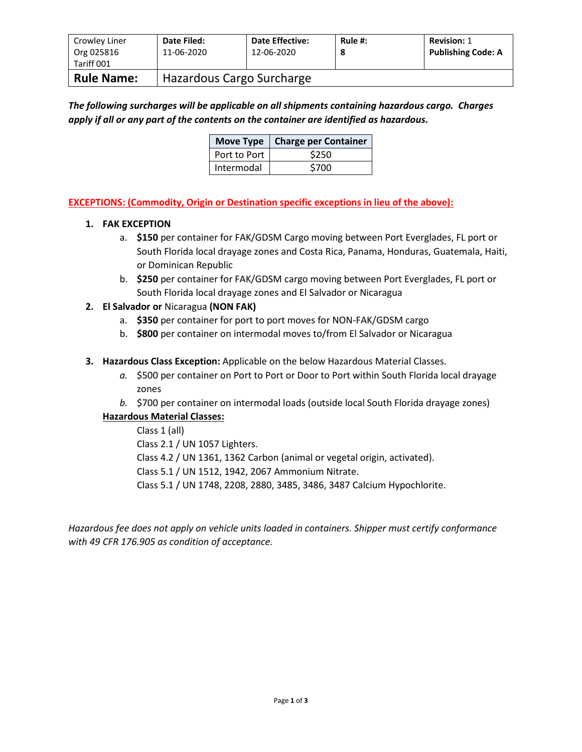| Crowley Liner Org 025816 Tariff 001 | **Date Filed:** 11-06-2020 | **Date Effective:** 12-06-2020 | **Rule #:** 8 | **Revision:** 1 **Publishing Code: A** |
|---|---|---|---|---|
| **Rule Name:** | Hazardous Cargo Surcharge | | | |

***The following surcharges will be applicable on all shipments containing hazardous cargo. Charges apply if all or any part of the contents on the container are identified as hazardous.***

| Move Type | Charge per Container |
|---|---|
| Port to Port | $250 |
| Intermodal | $700 |

**EXCEPTIONS: (Commodity, Origin or Destination specific exceptions in lieu of the above):**

1. **FAK EXCEPTION**
   a. **$150** per container for FAK/GDSM Cargo moving between Port Everglades, FL port or South Florida local drayage zones and Costa Rica, Panama, Honduras, Guatemala, Haiti, or Dominican Republic
   b. **$250** per container for FAK/GDSM cargo moving between Port Everglades, FL port or South Florida local drayage zones and El Salvador or Nicaragua
2. **El Salvador or** Nicaragua **(NON FAK)**
   a. **$350** per container for port to port moves for NON-FAK/GDSM cargo
   b. **$800** per container on intermodal moves to/from El Salvador or Nicaragua
3. **Hazardous Class Exception:** Applicable on the below Hazardous Material Classes.
   *a.* $500 per container on Port to Port or Door to Port within South Florida local drayage zones
   *b.* $700 per container on intermodal loads (outside local South Florida drayage zones)

   **Hazardous Material Classes:**

   Class 1 (all)
   Class 2.1 / UN 1057 Lighters.
   Class 4.2 / UN 1361, 1362 Carbon (animal or vegetal origin, activated).
   Class 5.1 / UN 1512, 1942, 2067 Ammonium Nitrate.
   Class 5.1 / UN 1748, 2208, 2880, 3485, 3486, 3487 Calcium Hypochlorite.

*Hazardous fee does not apply on vehicle units loaded in containers. Shipper must certify conformance with 49 CFR 176.905 as condition of acceptance.*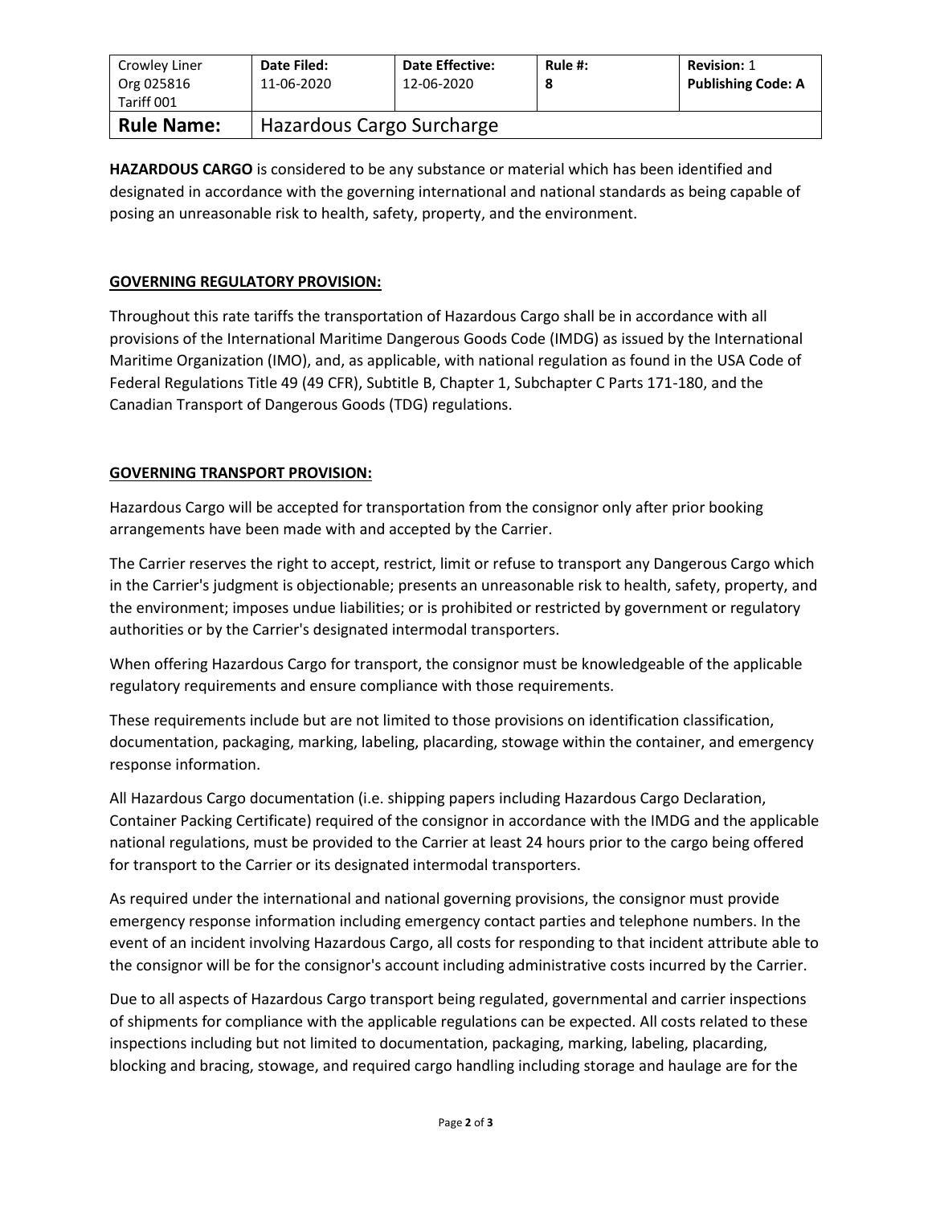| Crowley Liner Org 025816 Tariff 001 | **Date Filed:** 11-06-2020 | **Date Effective:** 12-06-2020 | **Rule #:** 8 | **Revision:** 1 **Publishing Code: A** |
|---|---|---|---|---|
| **Rule Name:** | Hazardous Cargo Surcharge | | | |

**HAZARDOUS CARGO** is considered to be any substance or material which has been identified and designated in accordance with the governing international and national standards as being capable of posing an unreasonable risk to health, safety, property, and the environment.

**GOVERNING REGULATORY PROVISION:**

Throughout this rate tariffs the transportation of Hazardous Cargo shall be in accordance with all provisions of the International Maritime Dangerous Goods Code (IMDG) as issued by the International Maritime Organization (IMO), and, as applicable, with national regulation as found in the USA Code of Federal Regulations Title 49 (49 CFR), Subtitle B, Chapter 1, Subchapter C Parts 171-180, and the Canadian Transport of Dangerous Goods (TDG) regulations.

**GOVERNING TRANSPORT PROVISION:**

Hazardous Cargo will be accepted for transportation from the consignor only after prior booking arrangements have been made with and accepted by the Carrier.

The Carrier reserves the right to accept, restrict, limit or refuse to transport any Dangerous Cargo which in the Carrier's judgment is objectionable; presents an unreasonable risk to health, safety, property, and the environment; imposes undue liabilities; or is prohibited or restricted by government or regulatory authorities or by the Carrier's designated intermodal transporters.

When offering Hazardous Cargo for transport, the consignor must be knowledgeable of the applicable regulatory requirements and ensure compliance with those requirements.

These requirements include but are not limited to those provisions on identification classification, documentation, packaging, marking, labeling, placarding, stowage within the container, and emergency response information.

All Hazardous Cargo documentation (i.e. shipping papers including Hazardous Cargo Declaration, Container Packing Certificate) required of the consignor in accordance with the IMDG and the applicable national regulations, must be provided to the Carrier at least 24 hours prior to the cargo being offered for transport to the Carrier or its designated intermodal transporters.

As required under the international and national governing provisions, the consignor must provide emergency response information including emergency contact parties and telephone numbers. In the event of an incident involving Hazardous Cargo, all costs for responding to that incident attribute able to the consignor will be for the consignor's account including administrative costs incurred by the Carrier.

Due to all aspects of Hazardous Cargo transport being regulated, governmental and carrier inspections of shipments for compliance with the applicable regulations can be expected. All costs related to these inspections including but not limited to documentation, packaging, marking, labeling, placarding, blocking and bracing, stowage, and required cargo handling including storage and haulage are for the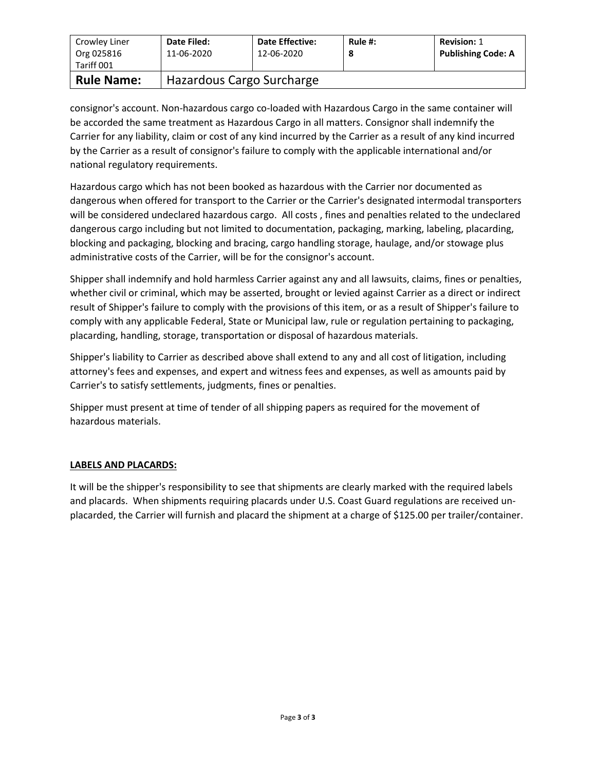| Crowley Liner Org 025816 Tariff 001 | **Date Filed:** 11-06-2020 | **Date Effective:** 12-06-2020 | **Rule #:** **8** | **Revision:** 1 **Publishing Code: A** |
|---|---|---|---|---|
| **Rule Name:** | Hazardous Cargo Surcharge | | | |

consignor's account. Non-hazardous cargo co-loaded with Hazardous Cargo in the same container will be accorded the same treatment as Hazardous Cargo in all matters. Consignor shall indemnify the Carrier for any liability, claim or cost of any kind incurred by the Carrier as a result of any kind incurred by the Carrier as a result of consignor's failure to comply with the applicable international and/or national regulatory requirements.

Hazardous cargo which has not been booked as hazardous with the Carrier nor documented as dangerous when offered for transport to the Carrier or the Carrier's designated intermodal transporters will be considered undeclared hazardous cargo. All costs , fines and penalties related to the undeclared dangerous cargo including but not limited to documentation, packaging, marking, labeling, placarding, blocking and packaging, blocking and bracing, cargo handling storage, haulage, and/or stowage plus administrative costs of the Carrier, will be for the consignor's account.

Shipper shall indemnify and hold harmless Carrier against any and all lawsuits, claims, fines or penalties, whether civil or criminal, which may be asserted, brought or levied against Carrier as a direct or indirect result of Shipper's failure to comply with the provisions of this item, or as a result of Shipper's failure to comply with any applicable Federal, State or Municipal law, rule or regulation pertaining to packaging, placarding, handling, storage, transportation or disposal of hazardous materials.

Shipper's liability to Carrier as described above shall extend to any and all cost of litigation, including attorney's fees and expenses, and expert and witness fees and expenses, as well as amounts paid by Carrier's to satisfy settlements, judgments, fines or penalties.

Shipper must present at time of tender of all shipping papers as required for the movement of hazardous materials.

**LABELS AND PLACARDS:**

It will be the shipper's responsibility to see that shipments are clearly marked with the required labels and placards. When shipments requiring placards under U.S. Coast Guard regulations are received un-placarded, the Carrier will furnish and placard the shipment at a charge of $125.00 per trailer/container.